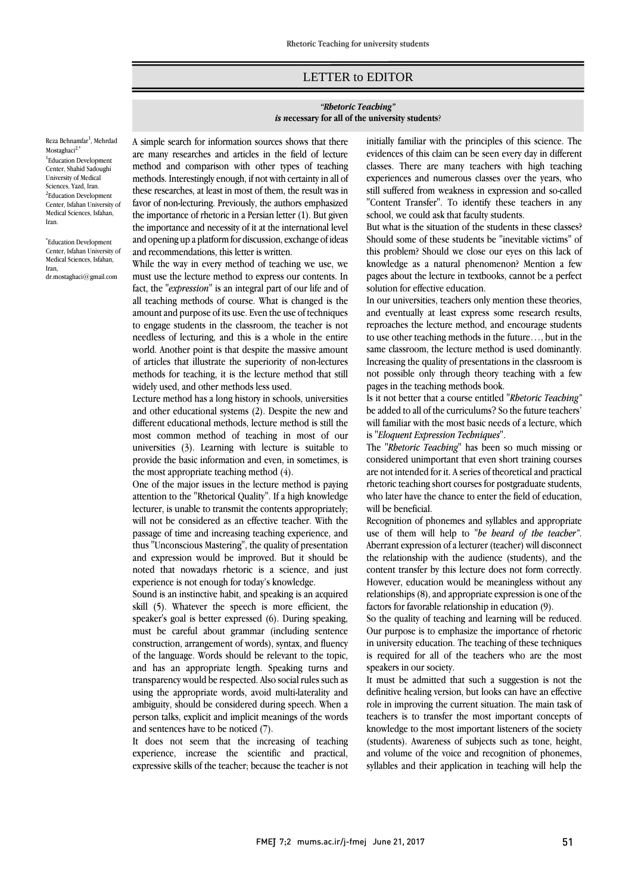# LETTER to EDITOR

## *"Rhetoric Teaching"* *is n*ecessary for all of the university students?

Reza Behnamfar[1], Mehrdad Mostaghaci[2,*]

[1]Education Development Center, Shahid Sadoughi University of Medical Sciences, Yazd, Iran.
[2]Education Development Center, Isfahan University of Medical Sciences, Isfahan, Iran.

[*]Education Development Center, Isfahan University of Medical Sciences, Isfahan, Iran,
dr.mostaghaci@gmail.com

A simple search for information sources shows that there are many researches and articles in the field of lecture method and comparison with other types of teaching methods. Interestingly enough, if not with certainty in all of these researches, at least in most of them, the result was in favor of non-lecturing. Previously, the authors emphasized the importance of rhetoric in a Persian letter (1). But given the importance and necessity of it at the international level and opening up a platform for discussion, exchange of ideas and recommendations, this letter is written.

While the way in every method of teaching we use, we must use the lecture method to express our contents. In fact, the "*expression*" is an integral part of our life and of all teaching methods of course. What is changed is the amount and purpose of its use. Even the use of techniques to engage students in the classroom, the teacher is not needless of lecturing, and this is a whole in the entire world. Another point is that despite the massive amount of articles that illustrate the superiority of non-lectures methods for teaching, it is the lecture method that still widely used, and other methods less used.

Lecture method has a long history in schools, universities and other educational systems (2). Despite the new and different educational methods, lecture method is still the most common method of teaching in most of our universities (3). Learning with lecture is suitable to provide the basic information and even, in sometimes, is the most appropriate teaching method (4).

One of the major issues in the lecture method is paying attention to the "Rhetorical Quality". If a high knowledge lecturer, is unable to transmit the contents appropriately; will not be considered as an effective teacher. With the passage of time and increasing teaching experience, and thus "Unconscious Mastering", the quality of presentation and expression would be improved. But it should be noted that nowadays rhetoric is a science, and just experience is not enough for today's knowledge.

Sound is an instinctive habit, and speaking is an acquired skill (5). Whatever the speech is more efficient, the speaker's goal is better expressed (6). During speaking, must be careful about grammar (including sentence construction, arrangement of words), syntax, and fluency of the language. Words should be relevant to the topic, and has an appropriate length. Speaking turns and transparency would be respected. Also social rules such as using the appropriate words, avoid multi-laterality and ambiguity, should be considered during speech. When a person talks, explicit and implicit meanings of the words and sentences have to be noticed (7).

It does not seem that the increasing of teaching experience, increase the scientific and practical, expressive skills of the teacher; because the teacher is not initially familiar with the principles of this science. The evidences of this claim can be seen every day in different classes. There are many teachers with high teaching experiences and numerous classes over the years, who still suffered from weakness in expression and so-called "Content Transfer". To identify these teachers in any school, we could ask that faculty students.

But what is the situation of the students in these classes? Should some of these students be "inevitable victims" of this problem? Should we close our eyes on this lack of knowledge as a natural phenomenon? Mention a few pages about the lecture in textbooks, cannot be a perfect solution for effective education.

In our universities, teachers only mention these theories, and eventually at least express some research results, reproaches the lecture method, and encourage students to use other teaching methods in the future…, but in the same classroom, the lecture method is used dominantly. Increasing the quality of presentations in the classroom is not possible only through theory teaching with a few pages in the teaching methods book.

Is it not better that a course entitled "*Rhetoric Teaching"* be added to all of the curriculums? So the future teachers' will familiar with the most basic needs of a lecture, which is "*Eloquent Expression Techniques*".

The "*Rhetoric Teaching*" has been so much missing or considered unimportant that even short training courses are not intended for it. A series of theoretical and practical rhetoric teaching short courses for postgraduate students, who later have the chance to enter the field of education, will be beneficial.

Recognition of phonemes and syllables and appropriate use of them will help to "*be heard of the teacher"*. Aberrant expression of a lecturer (teacher) will disconnect the relationship with the audience (students), and the content transfer by this lecture does not form correctly. However, education would be meaningless without any relationships (8), and appropriate expression is one of the factors for favorable relationship in education (9).

So the quality of teaching and learning will be reduced. Our purpose is to emphasize the importance of rhetoric in university education. The teaching of these techniques is required for all of the teachers who are the most speakers in our society.

It must be admitted that such a suggestion is not the definitive healing version, but looks can have an effective role in improving the current situation. The main task of teachers is to transfer the most important concepts of knowledge to the most important listeners of the society (students). Awareness of subjects such as tone, height, and volume of the voice and recognition of phonemes, syllables and their application in teaching will help the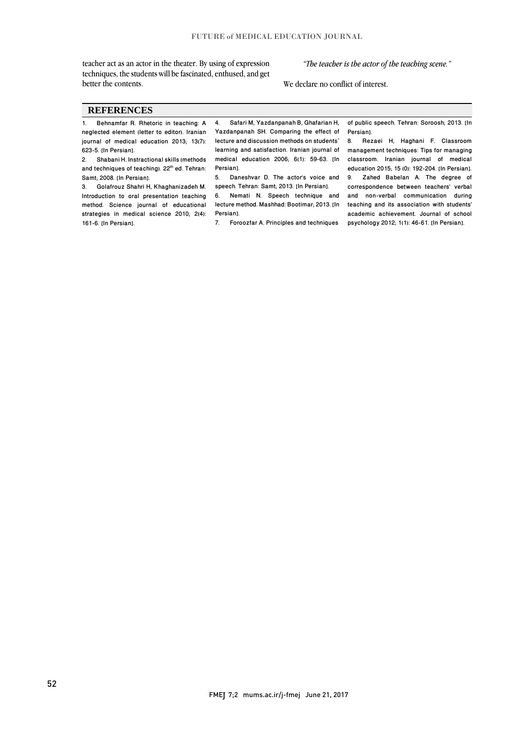teacher act as an actor in the theater. By using of expression techniques, the students will be fascinated, enthused, and get better the contents.

*"The teacher is the actor of the teaching scene."*

We declare no conflict of interest.

## REFERENCES

1. Behnamfar R. Rhetoric in teaching: A neglected element (letter to editor). Iranian journal of medical education 2013; 13(7): 623-5. [In Persian].
2. Shabani H. Instractional skills (methods and techniques of teaching). 22th ed. Tehran: Samt; 2008. [In Persian].
3. Golafrouz Shahri H, Khaghanizadeh M. Introduction to oral presentation teaching method. Science journal of educational strategies in medical science 2010; 2(4): 161-6. [In Persian].
4. Safari M, Yazdanpanah B, Ghafarian H, Yazdanpanah SH. Comparing the effect of lecture and discussion methods on students` learning and satisfaction. Iranian journal of medical education 2006; 6(1): 59-63. [In Persian].
5. Daneshvar D. The actor's voice and speech. Tehran: Samt; 2013. [In Persian].
6. Nemati N. Speech technique and lecture method. Mashhad: Bootimar; 2013. [In Persian].
7. Foroozfar A. Principles and techniques of public speech. Tehran: Soroosh; 2013. [In Persian].
8. Rezaei H, Haghani F. Classroom management techniques: Tips for managing classroom. Iranian journal of medical education 2015; 15 (0): 192-204. [In Persian].
9. Zahed Babelan A. The degree of correspondence between teachers' verbal and non-verbal communication during teaching and its association with students' academic achievement. Journal of school psychology 2012; 1(1): 46-61. [In Persian].